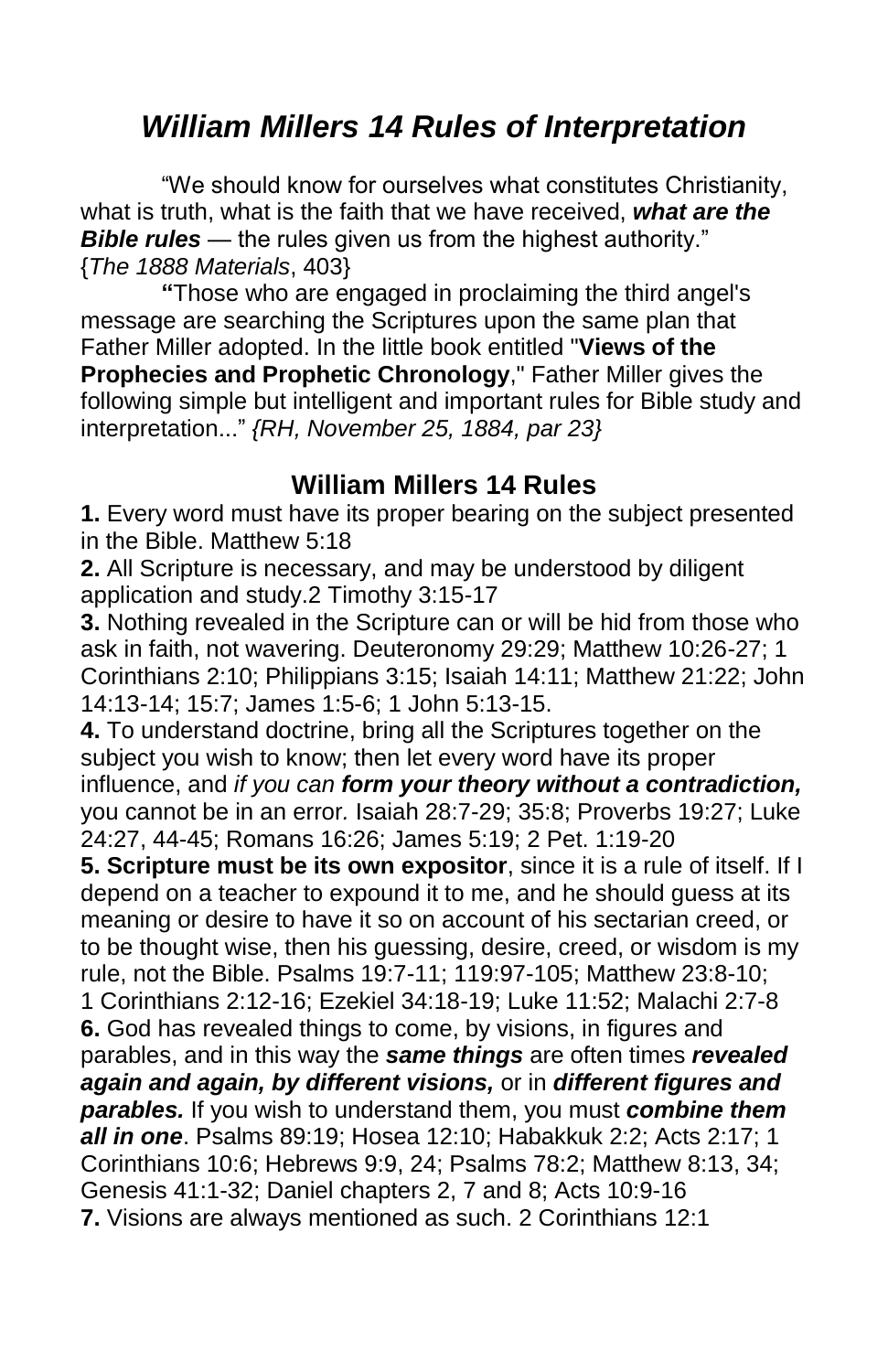# *William Millers 14 Rules of Interpretation*

"We should know for ourselves what constitutes Christianity, what is truth, what is the faith that we have received, ***what are the Bible rules*** — the rules given us from the highest authority." {*The 1888 Materials*, 403}

**"**Those who are engaged in proclaiming the third angel's message are searching the Scriptures upon the same plan that Father Miller adopted. In the little book entitled "**Views of the Prophecies and Prophetic Chronology**," Father Miller gives the following simple but intelligent and important rules for Bible study and interpretation..." *{RH, November 25, 1884, par 23}*

## William Millers 14 Rules

**1.** Every word must have its proper bearing on the subject presented in the Bible. Matthew 5:18

**2.** All Scripture is necessary, and may be understood by diligent application and study.2 Timothy 3:15-17

**3.** Nothing revealed in the Scripture can or will be hid from those who ask in faith, not wavering. Deuteronomy 29:29; Matthew 10:26-27; 1 Corinthians 2:10; Philippians 3:15; Isaiah 14:11; Matthew 21:22; John 14:13-14; 15:7; James 1:5-6; 1 John 5:13-15.

**4.** To understand doctrine, bring all the Scriptures together on the subject you wish to know; then let every word have its proper influence, and *if you can* ***form your theory without a contradiction,*** you cannot be in an error*.* Isaiah 28:7-29; 35:8; Proverbs 19:27; Luke 24:27, 44-45; Romans 16:26; James 5:19; 2 Pet. 1:19-20

**5. Scripture must be its own expositor**, since it is a rule of itself. If I depend on a teacher to expound it to me, and he should guess at its meaning or desire to have it so on account of his sectarian creed, or to be thought wise, then his guessing, desire, creed, or wisdom is my rule, not the Bible. Psalms 19:7-11; 119:97-105; Matthew 23:8-10; 1 Corinthians 2:12-16; Ezekiel 34:18-19; Luke 11:52; Malachi 2:7-8

**6.** God has revealed things to come, by visions, in figures and parables, and in this way the ***same things*** are often times ***revealed again and again, by different visions,*** or in ***different figures and parables.*** If you wish to understand them, you must ***combine them all in one***. Psalms 89:19; Hosea 12:10; Habakkuk 2:2; Acts 2:17; 1 Corinthians 10:6; Hebrews 9:9, 24; Psalms 78:2; Matthew 8:13, 34; Genesis 41:1-32; Daniel chapters 2, 7 and 8; Acts 10:9-16

**7.** Visions are always mentioned as such. 2 Corinthians 12:1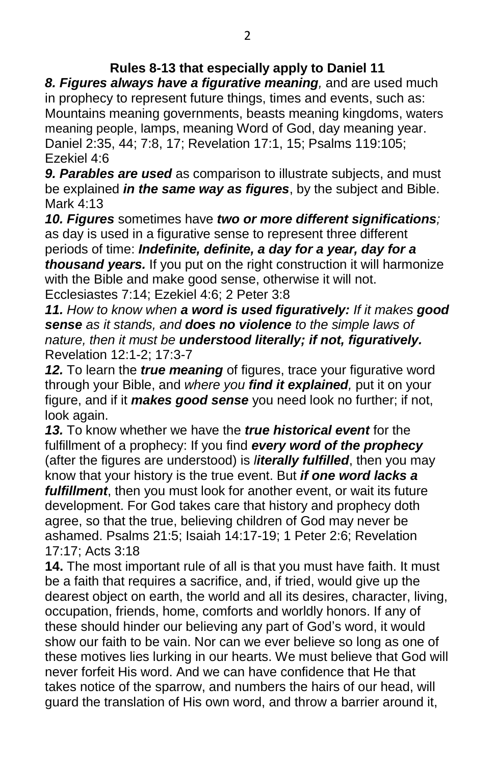## Rules 8-13 that especially apply to Daniel 11

***8. Figures always have a figurative meaning**,* and are used much in prophecy to represent future things, times and events, such as: Mountains meaning governments, beasts meaning kingdoms, waters meaning people, lamps, meaning Word of God, day meaning year. Daniel 2:35, 44; 7:8, 17; Revelation 17:1, 15; Psalms 119:105; Ezekiel 4:6

***9. Parables are used*** as comparison to illustrate subjects, and must be explained ***in the same way as figures***, by the subject and Bible. Mark 4:13

***10. Figures*** sometimes have ***two or more different significations;*** as day is used in a figurative sense to represent three different periods of time: ***Indefinite, definite, a day for a year, day for a thousand years.*** If you put on the right construction it will harmonize with the Bible and make good sense, otherwise it will not. Ecclesiastes 7:14; Ezekiel 4:6; 2 Peter 3:8

***11.** How to know when **a word is used figuratively:** If it makes **good sense** as it stands, and **does no violence** to the simple laws of nature, then it must be **understood literally; if not, figuratively.*** Revelation 12:1-2; 17:3-7

***12.*** To learn the ***true meaning*** of figures, trace your figurative word through your Bible, and *where you **find it explained**,* put it on your figure, and if it ***makes good sense*** you need look no further; if not, look again.

***13.*** To know whether we have the ***true historical event*** for the fulfillment of a prophecy: If you find ***every word of the prophecy*** (after the figures are understood) is ***literally fulfilled***, then you may know that your history is the true event. But ***if one word lacks a fulfillment***, then you must look for another event, or wait its future development. For God takes care that history and prophecy doth agree, so that the true, believing children of God may never be ashamed. Psalms 21:5; Isaiah 14:17-19; 1 Peter 2:6; Revelation 17:17; Acts 3:18

**14.** The most important rule of all is that you must have faith. It must be a faith that requires a sacrifice, and, if tried, would give up the dearest object on earth, the world and all its desires, character, living, occupation, friends, home, comforts and worldly honors. If any of these should hinder our believing any part of God's word, it would show our faith to be vain. Nor can we ever believe so long as one of these motives lies lurking in our hearts. We must believe that God will never forfeit His word. And we can have confidence that He that takes notice of the sparrow, and numbers the hairs of our head, will guard the translation of His own word, and throw a barrier around it,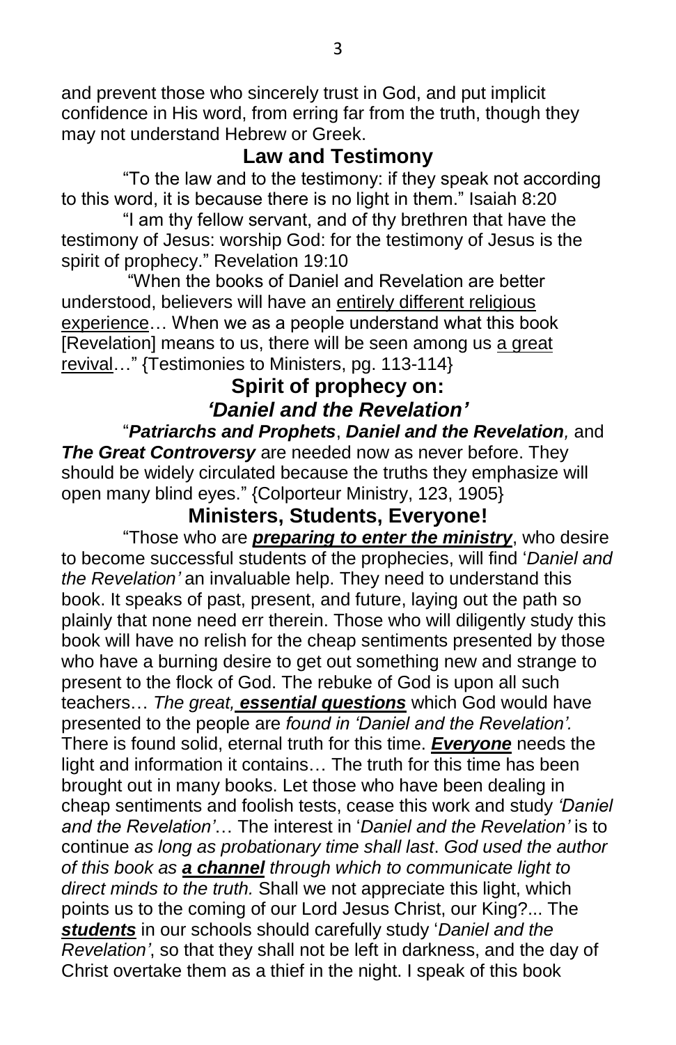and prevent those who sincerely trust in God, and put implicit confidence in His word, from erring far from the truth, though they may not understand Hebrew or Greek.

## Law and Testimony

"To the law and to the testimony: if they speak not according to this word, it is because there is no light in them." Isaiah 8:20

"I am thy fellow servant, and of thy brethren that have the testimony of Jesus: worship God: for the testimony of Jesus is the spirit of prophecy." Revelation 19:10

"When the books of Daniel and Revelation are better understood, believers will have an <u>entirely different religious experience</u>… When we as a people understand what this book [Revelation] means to us, there will be seen among us <u>a great revival</u>…" {Testimonies to Ministers, pg. 113-114}

## Spirit of prophecy on: *'Daniel and the Revelation'*

"***Patriarchs and Prophets***, ***Daniel and the Revelation***, and ***The Great Controversy*** are needed now as never before. They should be widely circulated because the truths they emphasize will open many blind eyes." {Colporteur Ministry, 123, 1905}

## Ministers, Students, Everyone!

"Those who are ***<u>preparing to enter the ministry</u>***, who desire to become successful students of the prophecies, will find '*Daniel and the Revelation'* an invaluable help. They need to understand this book. It speaks of past, present, and future, laying out the path so plainly that none need err therein. Those who will diligently study this book will have no relish for the cheap sentiments presented by those who have a burning desire to get out something new and strange to present to the flock of God. The rebuke of God is upon all such teachers… *The great, **<u>essential questions</u>*** which God would have presented to the people are *found in 'Daniel and the Revelation'.* There is found solid, eternal truth for this time. ***<u>Everyone</u>*** needs the light and information it contains… The truth for this time has been brought out in many books. Let those who have been dealing in cheap sentiments and foolish tests, cease this work and study *'Daniel and the Revelation'*… The interest in '*Daniel and the Revelation'* is to continue *as long as probationary time shall last*. *God used the author of this book as **<u>a channel</u>** through which to communicate light to direct minds to the truth.* Shall we not appreciate this light, which points us to the coming of our Lord Jesus Christ, our King?... The ***<u>students</u>*** in our schools should carefully study '*Daniel and the Revelation'*, so that they shall not be left in darkness, and the day of Christ overtake them as a thief in the night. I speak of this book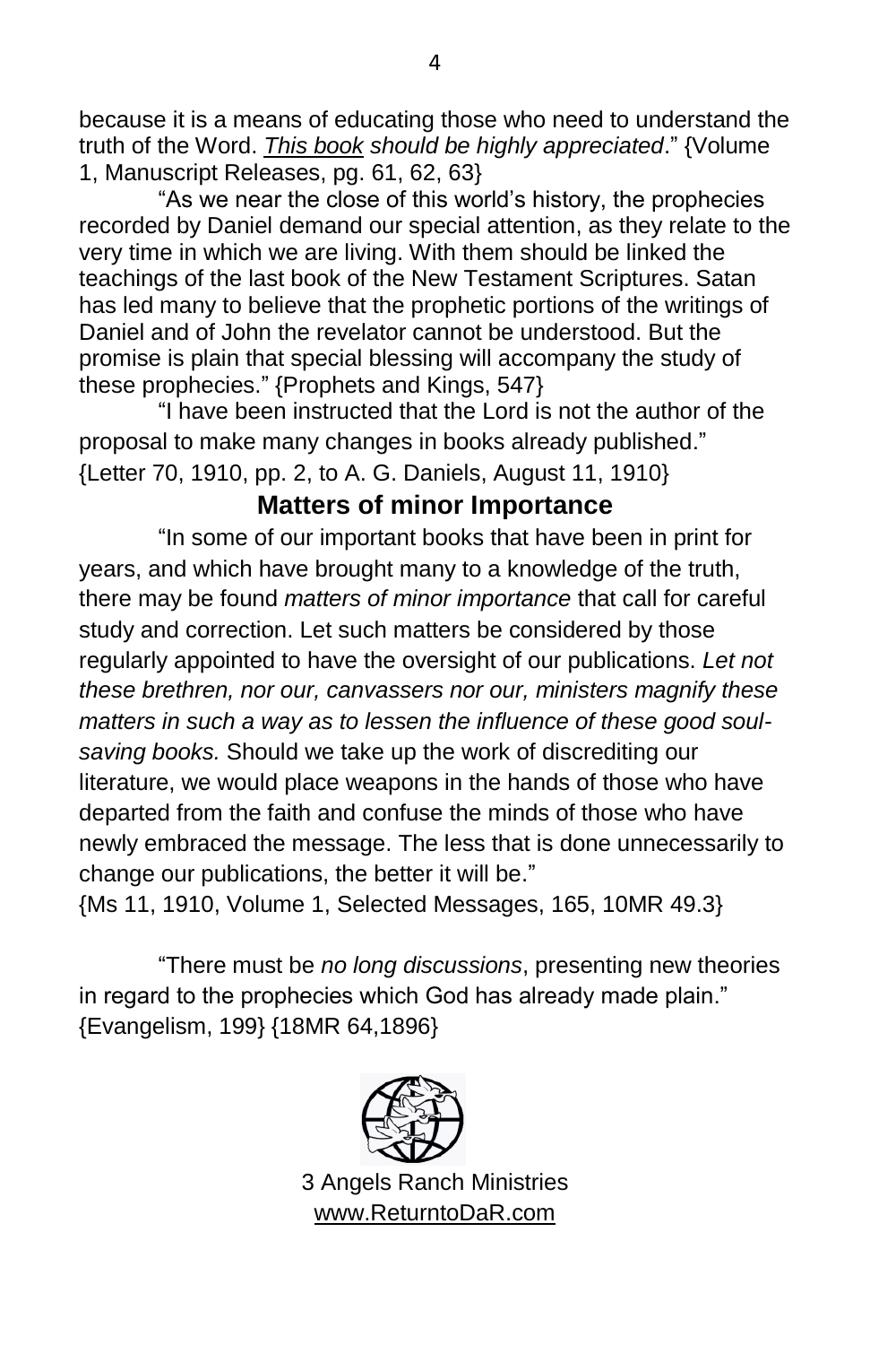because it is a means of educating those who need to understand the truth of the Word. *This book should be highly appreciated*." {Volume 1, Manuscript Releases, pg. 61, 62, 63}

"As we near the close of this world's history, the prophecies recorded by Daniel demand our special attention, as they relate to the very time in which we are living. With them should be linked the teachings of the last book of the New Testament Scriptures. Satan has led many to believe that the prophetic portions of the writings of Daniel and of John the revelator cannot be understood. But the promise is plain that special blessing will accompany the study of these prophecies." {Prophets and Kings, 547}

"I have been instructed that the Lord is not the author of the proposal to make many changes in books already published." {Letter 70, 1910, pp. 2, to A. G. Daniels, August 11, 1910}

## Matters of minor Importance

"In some of our important books that have been in print for years, and which have brought many to a knowledge of the truth, there may be found *matters of minor importance* that call for careful study and correction. Let such matters be considered by those regularly appointed to have the oversight of our publications. *Let not these brethren, nor our, canvassers nor our, ministers magnify these matters in such a way as to lessen the influence of these good soul-saving books.* Should we take up the work of discrediting our literature, we would place weapons in the hands of those who have departed from the faith and confuse the minds of those who have newly embraced the message. The less that is done unnecessarily to change our publications, the better it will be."
{Ms 11, 1910, Volume 1, Selected Messages, 165, 10MR 49.3}

"There must be *no long discussions*, presenting new theories in regard to the prophecies which God has already made plain." {Evangelism, 199} {18MR 64,1896}

3 Angels Ranch Ministries
www.ReturntoDaR.com